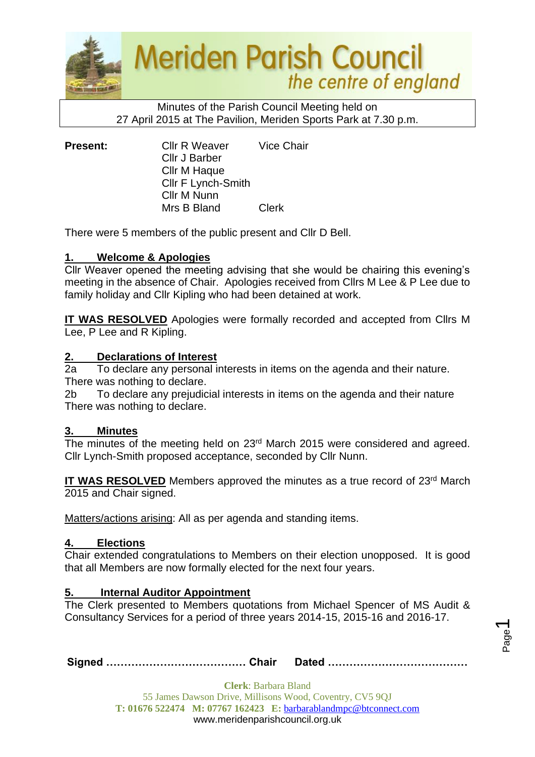# Meriden Parish Council

*the centre of england*

Minutes of the Parish Council Meeting held on
27 April 2015 at The Pavilion, Meriden Sports Park at 7.30 p.m.

| | | |
|---|---|---|
| **Present:** | Cllr R Weaver | Vice Chair |
| | Cllr J Barber | |
| | Cllr M Haque | |
| | Cllr F Lynch-Smith | |
| | Cllr M Nunn | |
| | Mrs B Bland | Clerk |

There were 5 members of the public present and Cllr D Bell.

## 1. Welcome & Apologies

Cllr Weaver opened the meeting advising that she would be chairing this evening's meeting in the absence of Chair. Apologies received from Cllrs M Lee & P Lee due to family holiday and Cllr Kipling who had been detained at work.

**IT WAS RESOLVED** Apologies were formally recorded and accepted from Cllrs M Lee, P Lee and R Kipling.

## 2. Declarations of Interest

2a To declare any personal interests in items on the agenda and their nature. There was nothing to declare.

2b To declare any prejudicial interests in items on the agenda and their nature There was nothing to declare.

## 3. Minutes

The minutes of the meeting held on 23rd March 2015 were considered and agreed. Cllr Lynch-Smith proposed acceptance, seconded by Cllr Nunn.

**IT WAS RESOLVED** Members approved the minutes as a true record of 23rd March 2015 and Chair signed.

Matters/actions arising: All as per agenda and standing items.

## 4. Elections

Chair extended congratulations to Members on their election unopposed. It is good that all Members are now formally elected for the next four years.

## 5. Internal Auditor Appointment

The Clerk presented to Members quotations from Michael Spencer of MS Audit & Consultancy Services for a period of three years 2014-15, 2015-16 and 2016-17.

**Signed ………………………………… Chair Dated …………………………………**

**Clerk**: Barbara Bland
55 James Dawson Drive, Millisons Wood, Coventry, CV5 9QJ
**T: 01676 522474 M: 07767 162423 E:** barbarablandmpc@btconnect.com
www.meridenparishcouncil.org.uk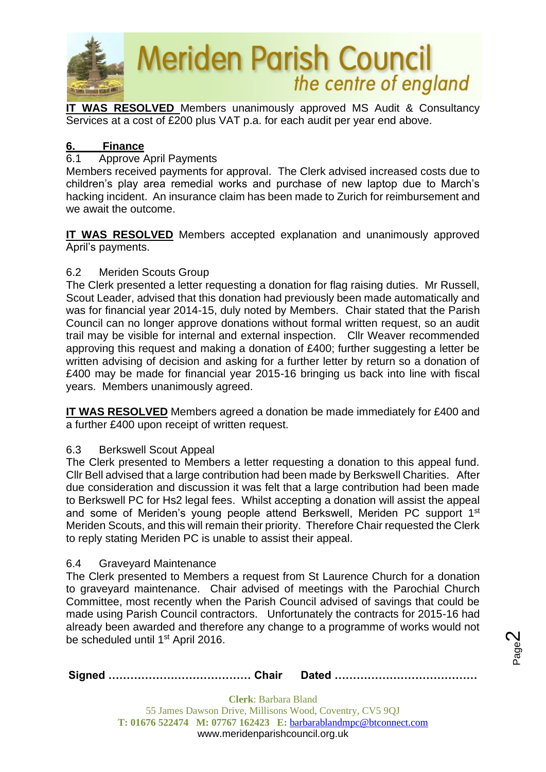**IT WAS RESOLVED** Members unanimously approved MS Audit & Consultancy Services at a cost of £200 plus VAT p.a. for each audit per year end above.

## 6. Finance

6.1 Approve April Payments

Members received payments for approval. The Clerk advised increased costs due to children's play area remedial works and purchase of new laptop due to March's hacking incident. An insurance claim has been made to Zurich for reimbursement and we await the outcome.

**IT WAS RESOLVED** Members accepted explanation and unanimously approved April's payments.

6.2 Meriden Scouts Group

The Clerk presented a letter requesting a donation for flag raising duties. Mr Russell, Scout Leader, advised that this donation had previously been made automatically and was for financial year 2014-15, duly noted by Members. Chair stated that the Parish Council can no longer approve donations without formal written request, so an audit trail may be visible for internal and external inspection. Cllr Weaver recommended approving this request and making a donation of £400; further suggesting a letter be written advising of decision and asking for a further letter by return so a donation of £400 may be made for financial year 2015-16 bringing us back into line with fiscal years. Members unanimously agreed.

**IT WAS RESOLVED** Members agreed a donation be made immediately for £400 and a further £400 upon receipt of written request.

6.3 Berkswell Scout Appeal

The Clerk presented to Members a letter requesting a donation to this appeal fund. Cllr Bell advised that a large contribution had been made by Berkswell Charities. After due consideration and discussion it was felt that a large contribution had been made to Berkswell PC for Hs2 legal fees. Whilst accepting a donation will assist the appeal and some of Meriden's young people attend Berkswell, Meriden PC support 1st Meriden Scouts, and this will remain their priority. Therefore Chair requested the Clerk to reply stating Meriden PC is unable to assist their appeal.

6.4 Graveyard Maintenance

The Clerk presented to Members a request from St Laurence Church for a donation to graveyard maintenance. Chair advised of meetings with the Parochial Church Committee, most recently when the Parish Council advised of savings that could be made using Parish Council contractors. Unfortunately the contracts for 2015-16 had already been awarded and therefore any change to a programme of works would not be scheduled until 1st April 2016.

**Signed** ………………………………… **Chair** **Dated** …………………………………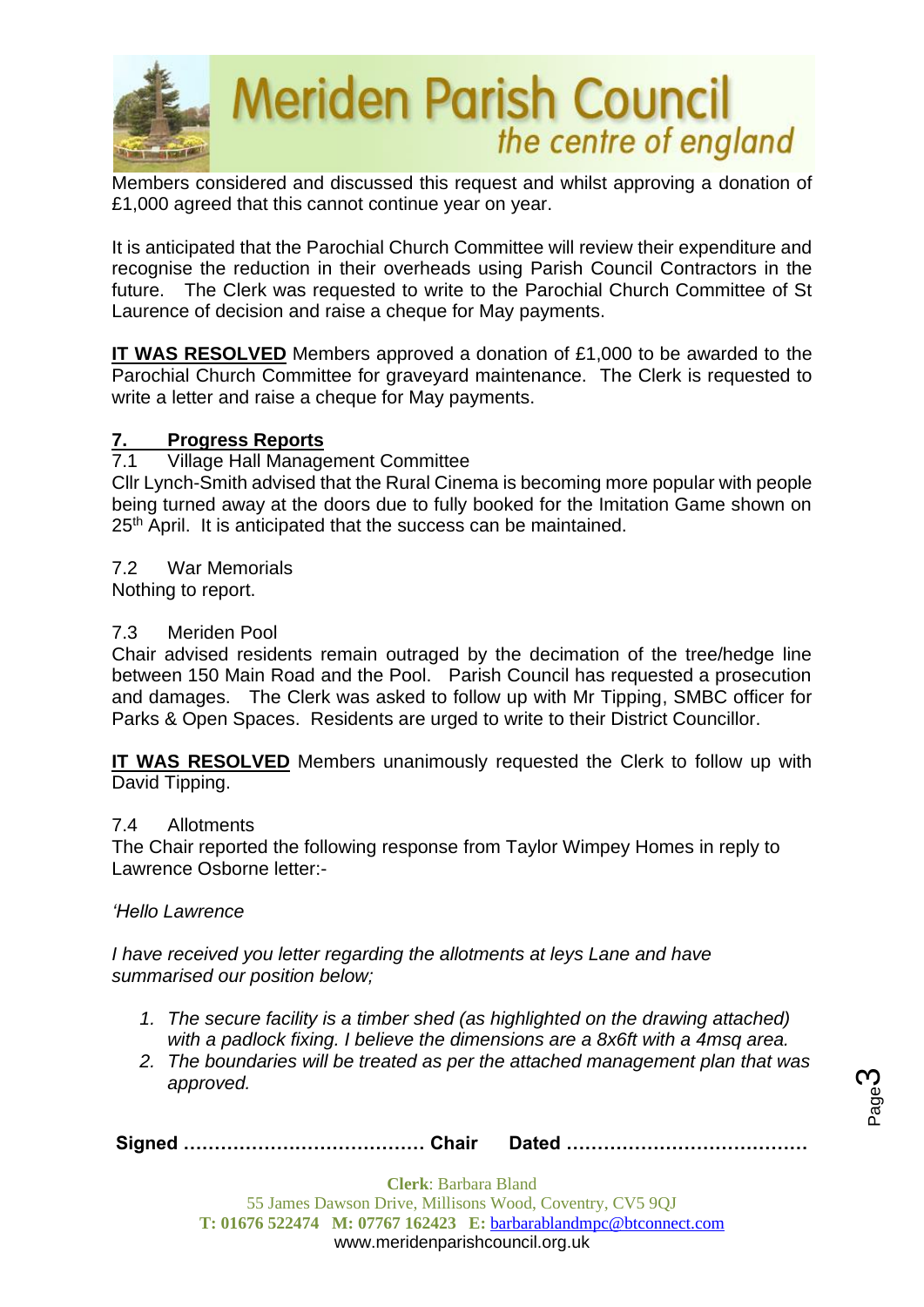Members considered and discussed this request and whilst approving a donation of £1,000 agreed that this cannot continue year on year.

It is anticipated that the Parochial Church Committee will review their expenditure and recognise the reduction in their overheads using Parish Council Contractors in the future. The Clerk was requested to write to the Parochial Church Committee of St Laurence of decision and raise a cheque for May payments.

**IT WAS RESOLVED** Members approved a donation of £1,000 to be awarded to the Parochial Church Committee for graveyard maintenance. The Clerk is requested to write a letter and raise a cheque for May payments.

## 7. Progress Reports

7.1 Village Hall Management Committee

Cllr Lynch-Smith advised that the Rural Cinema is becoming more popular with people being turned away at the doors due to fully booked for the Imitation Game shown on 25th April. It is anticipated that the success can be maintained.

7.2 War Memorials

Nothing to report.

7.3 Meriden Pool

Chair advised residents remain outraged by the decimation of the tree/hedge line between 150 Main Road and the Pool. Parish Council has requested a prosecution and damages. The Clerk was asked to follow up with Mr Tipping, SMBC officer for Parks & Open Spaces. Residents are urged to write to their District Councillor.

**IT WAS RESOLVED** Members unanimously requested the Clerk to follow up with David Tipping.

7.4 Allotments

The Chair reported the following response from Taylor Wimpey Homes in reply to Lawrence Osborne letter:-

*'Hello Lawrence*

*I have received you letter regarding the allotments at leys Lane and have summarised our position below;*

1. *The secure facility is a timber shed (as highlighted on the drawing attached) with a padlock fixing. I believe the dimensions are a 8x6ft with a 4msq area.*
2. *The boundaries will be treated as per the attached management plan that was approved.*

**Signed ………………………………… Chair Dated …………………………………**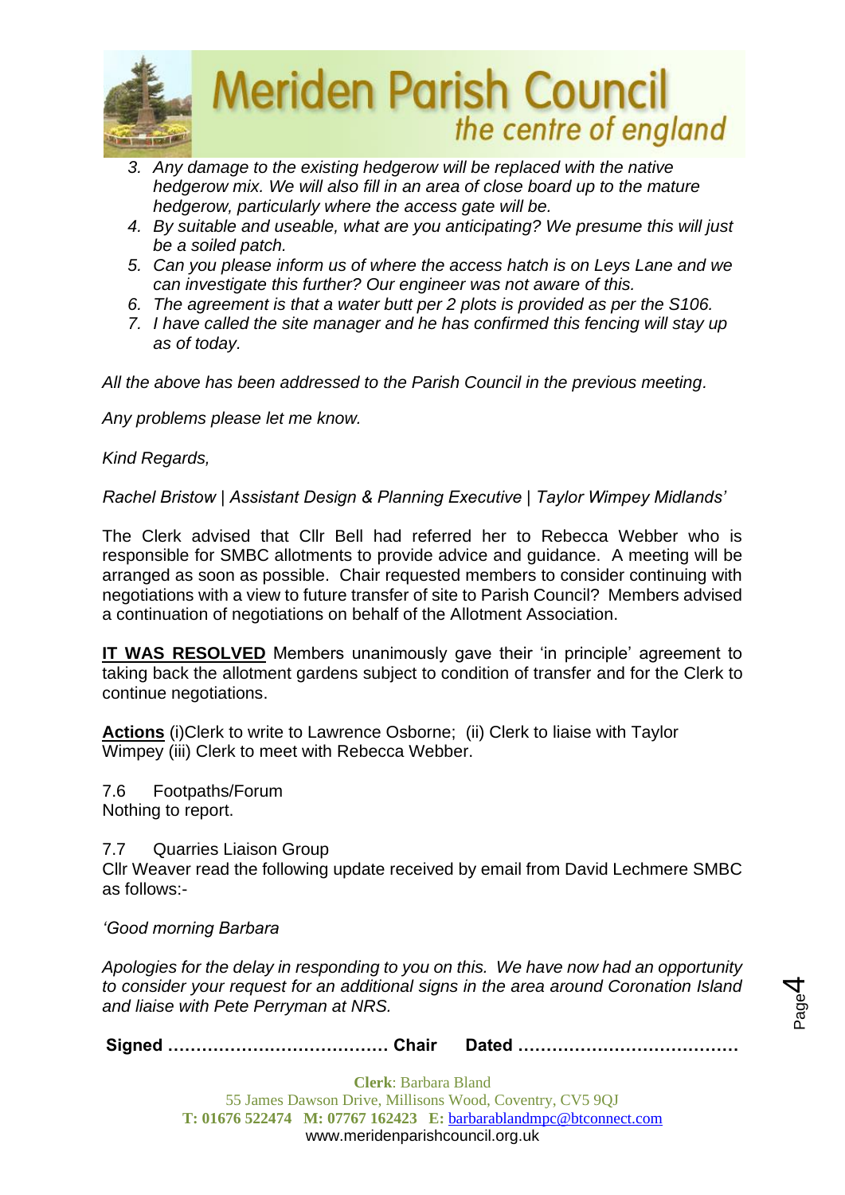3. *Any damage to the existing hedgerow will be replaced with the native hedgerow mix. We will also fill in an area of close board up to the mature hedgerow, particularly where the access gate will be.*
4. *By suitable and useable, what are you anticipating? We presume this will just be a soiled patch.*
5. *Can you please inform us of where the access hatch is on Leys Lane and we can investigate this further? Our engineer was not aware of this.*
6. *The agreement is that a water butt per 2 plots is provided as per the S106.*
7. *I have called the site manager and he has confirmed this fencing will stay up as of today.*

*All the above has been addressed to the Parish Council in the previous meeting.*

*Any problems please let me know.*

*Kind Regards,*

*Rachel Bristow | Assistant Design & Planning Executive | Taylor Wimpey Midlands'*

The Clerk advised that Cllr Bell had referred her to Rebecca Webber who is responsible for SMBC allotments to provide advice and guidance. A meeting will be arranged as soon as possible. Chair requested members to consider continuing with negotiations with a view to future transfer of site to Parish Council? Members advised a continuation of negotiations on behalf of the Allotment Association.

**IT WAS RESOLVED** Members unanimously gave their 'in principle' agreement to taking back the allotment gardens subject to condition of transfer and for the Clerk to continue negotiations.

**Actions** (i)Clerk to write to Lawrence Osborne; (ii) Clerk to liaise with Taylor Wimpey (iii) Clerk to meet with Rebecca Webber.

7.6 Footpaths/Forum
Nothing to report.

7.7 Quarries Liaison Group
Cllr Weaver read the following update received by email from David Lechmere SMBC as follows:-

*'Good morning Barbara*

*Apologies for the delay in responding to you on this. We have now had an opportunity to consider your request for an additional signs in the area around Coronation Island and liaise with Pete Perryman at NRS.*

**Signed ………………………………… Chair Dated …………………………………**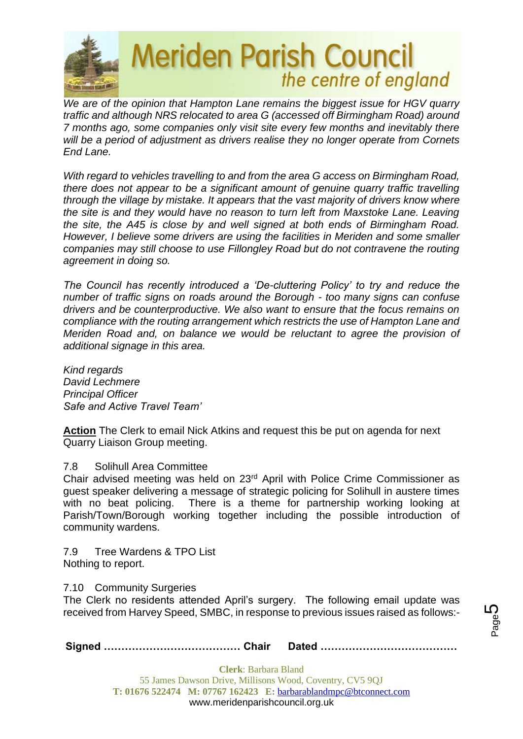*We are of the opinion that Hampton Lane remains the biggest issue for HGV quarry traffic and although NRS relocated to area G (accessed off Birmingham Road) around 7 months ago, some companies only visit site every few months and inevitably there will be a period of adjustment as drivers realise they no longer operate from Cornets End Lane.*

*With regard to vehicles travelling to and from the area G access on Birmingham Road, there does not appear to be a significant amount of genuine quarry traffic travelling through the village by mistake. It appears that the vast majority of drivers know where the site is and they would have no reason to turn left from Maxstoke Lane. Leaving the site, the A45 is close by and well signed at both ends of Birmingham Road. However, I believe some drivers are using the facilities in Meriden and some smaller companies may still choose to use Fillongley Road but do not contravene the routing agreement in doing so.*

*The Council has recently introduced a 'De-cluttering Policy' to try and reduce the number of traffic signs on roads around the Borough - too many signs can confuse drivers and be counterproductive. We also want to ensure that the focus remains on compliance with the routing arrangement which restricts the use of Hampton Lane and Meriden Road and, on balance we would be reluctant to agree the provision of additional signage in this area.*

*Kind regards*
*David Lechmere*
*Principal Officer*
*Safe and Active Travel Team'*

**Action** The Clerk to email Nick Atkins and request this be put on agenda for next Quarry Liaison Group meeting.

7.8 Solihull Area Committee

Chair advised meeting was held on 23rd April with Police Crime Commissioner as guest speaker delivering a message of strategic policing for Solihull in austere times with no beat policing. There is a theme for partnership working looking at Parish/Town/Borough working together including the possible introduction of community wardens.

7.9 Tree Wardens & TPO List

Nothing to report.

7.10 Community Surgeries

The Clerk no residents attended April's surgery. The following email update was received from Harvey Speed, SMBC, in response to previous issues raised as follows:-

**Signed ………………………………… Chair Dated …………………………………**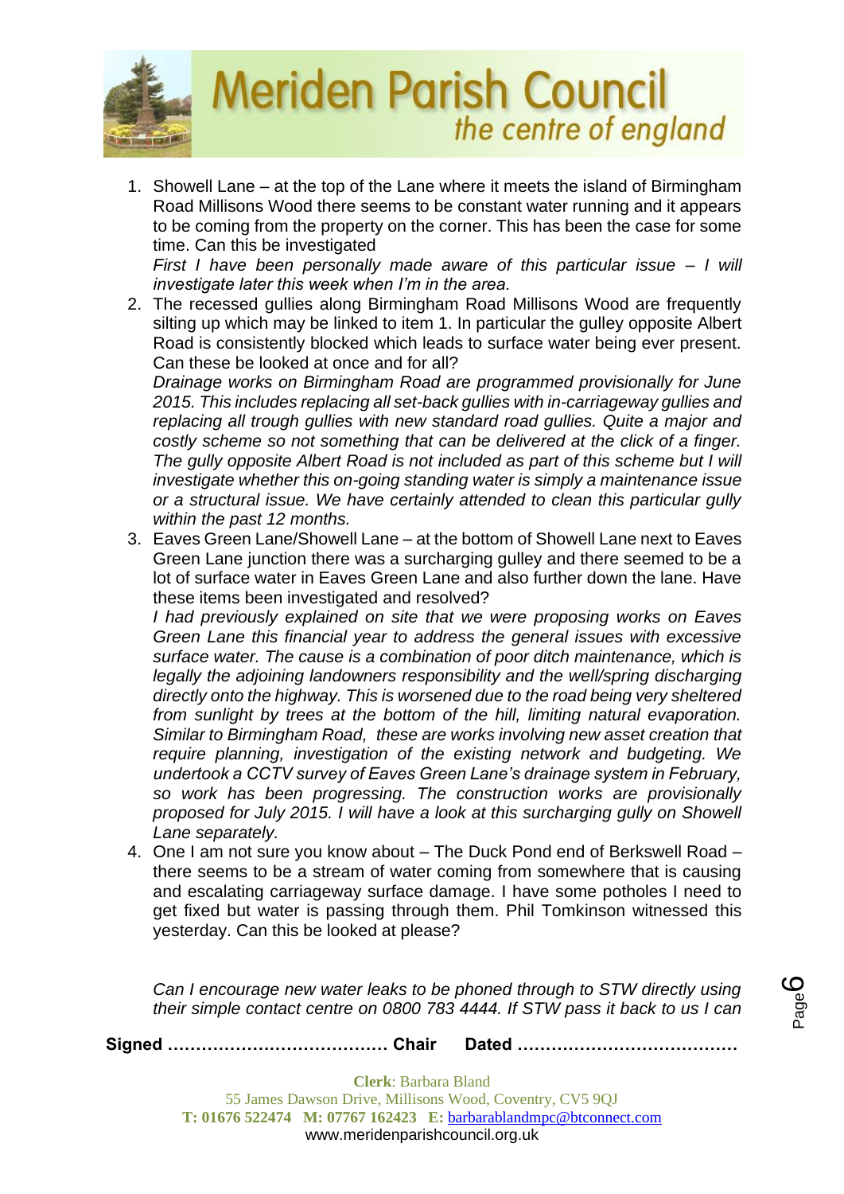1. Showell Lane – at the top of the Lane where it meets the island of Birmingham Road Millisons Wood there seems to be constant water running and it appears to be coming from the property on the corner. This has been the case for some time. Can this be investigated
   *First I have been personally made aware of this particular issue – I will investigate later this week when I'm in the area.*
2. The recessed gullies along Birmingham Road Millisons Wood are frequently silting up which may be linked to item 1. In particular the gulley opposite Albert Road is consistently blocked which leads to surface water being ever present. Can these be looked at once and for all?
   *Drainage works on Birmingham Road are programmed provisionally for June 2015. This includes replacing all set-back gullies with in-carriageway gullies and replacing all trough gullies with new standard road gullies. Quite a major and costly scheme so not something that can be delivered at the click of a finger. The gully opposite Albert Road is not included as part of this scheme but I will investigate whether this on-going standing water is simply a maintenance issue or a structural issue. We have certainly attended to clean this particular gully within the past 12 months.*
3. Eaves Green Lane/Showell Lane – at the bottom of Showell Lane next to Eaves Green Lane junction there was a surcharging gulley and there seemed to be a lot of surface water in Eaves Green Lane and also further down the lane. Have these items been investigated and resolved?
   *I had previously explained on site that we were proposing works on Eaves Green Lane this financial year to address the general issues with excessive surface water. The cause is a combination of poor ditch maintenance, which is legally the adjoining landowners responsibility and the well/spring discharging directly onto the highway. This is worsened due to the road being very sheltered from sunlight by trees at the bottom of the hill, limiting natural evaporation. Similar to Birmingham Road, these are works involving new asset creation that require planning, investigation of the existing network and budgeting. We undertook a CCTV survey of Eaves Green Lane's drainage system in February, so work has been progressing. The construction works are provisionally proposed for July 2015. I will have a look at this surcharging gully on Showell Lane separately.*
4. One I am not sure you know about – The Duck Pond end of Berkswell Road – there seems to be a stream of water coming from somewhere that is causing and escalating carriageway surface damage. I have some potholes I need to get fixed but water is passing through them. Phil Tomkinson witnessed this yesterday. Can this be looked at please?

*Can I encourage new water leaks to be phoned through to STW directly using their simple contact centre on 0800 783 4444. If STW pass it back to us I can*

**Signed ………………………………… Chair  Dated …………………………………**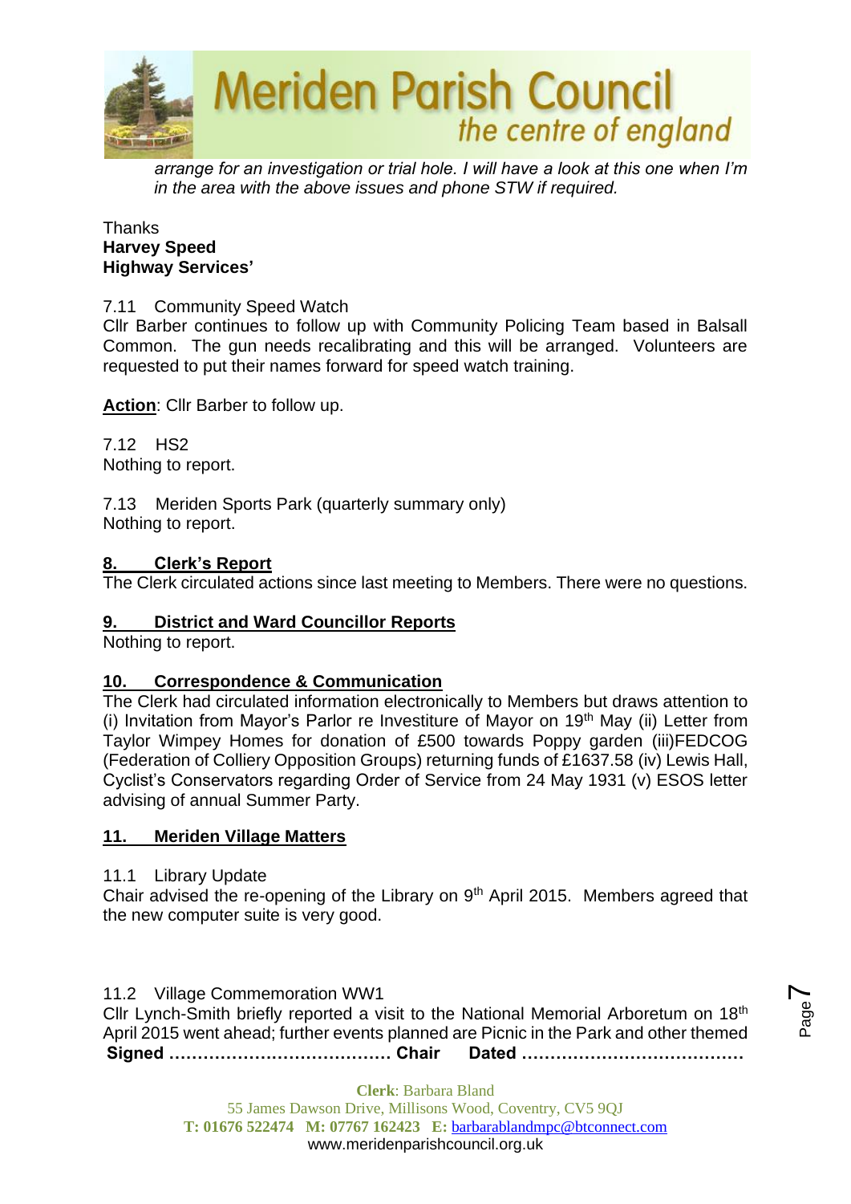*arrange for an investigation or trial hole. I will have a look at this one when I'm in the area with the above issues and phone STW if required.*

Thanks
**Harvey Speed**
**Highway Services'**

7.11 Community Speed Watch
Cllr Barber continues to follow up with Community Policing Team based in Balsall Common. The gun needs recalibrating and this will be arranged. Volunteers are requested to put their names forward for speed watch training.

**Action**: Cllr Barber to follow up.

7.12 HS2
Nothing to report.

7.13 Meriden Sports Park (quarterly summary only)
Nothing to report.

## 8. Clerk's Report

The Clerk circulated actions since last meeting to Members. There were no questions.

## 9. District and Ward Councillor Reports

Nothing to report.

## 10. Correspondence & Communication

The Clerk had circulated information electronically to Members but draws attention to (i) Invitation from Mayor's Parlor re Investiture of Mayor on 19th May (ii) Letter from Taylor Wimpey Homes for donation of £500 towards Poppy garden (iii)FEDCOG (Federation of Colliery Opposition Groups) returning funds of £1637.58 (iv) Lewis Hall, Cyclist's Conservators regarding Order of Service from 24 May 1931 (v) ESOS letter advising of annual Summer Party.

## 11. Meriden Village Matters

11.1 Library Update
Chair advised the re-opening of the Library on 9th April 2015. Members agreed that the new computer suite is very good.

11.2 Village Commemoration WW1
Cllr Lynch-Smith briefly reported a visit to the National Memorial Arboretum on 18th April 2015 went ahead; further events planned are Picnic in the Park and other themed

**Signed ………………………………… Chair Dated …………………………………**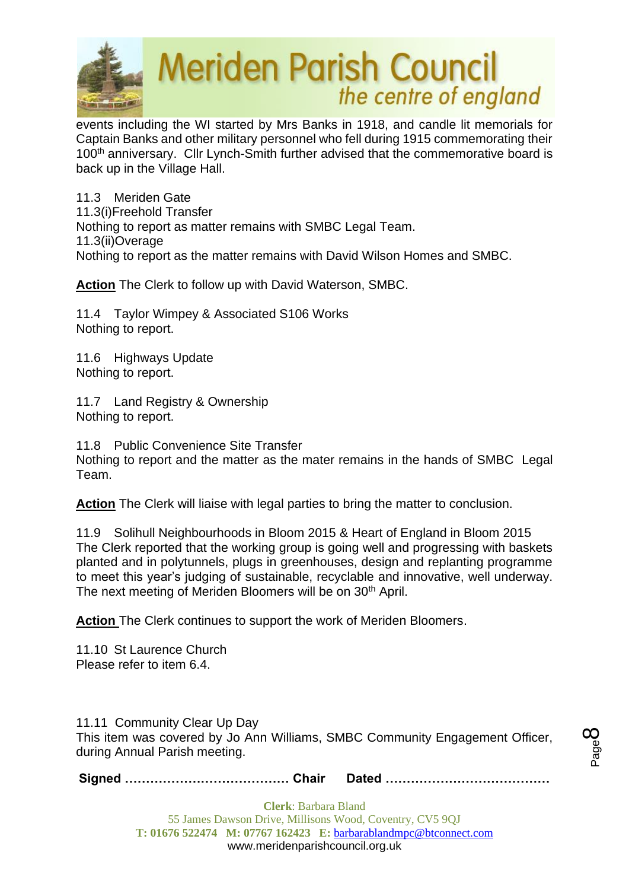events including the WI started by Mrs Banks in 1918, and candle lit memorials for Captain Banks and other military personnel who fell during 1915 commemorating their 100th anniversary. Cllr Lynch-Smith further advised that the commemorative board is back up in the Village Hall.

11.3 Meriden Gate
11.3(i)Freehold Transfer
Nothing to report as matter remains with SMBC Legal Team.
11.3(ii)Overage
Nothing to report as the matter remains with David Wilson Homes and SMBC.

**Action** The Clerk to follow up with David Waterson, SMBC.

11.4 Taylor Wimpey & Associated S106 Works
Nothing to report.

11.6 Highways Update
Nothing to report.

11.7 Land Registry & Ownership
Nothing to report.

11.8 Public Convenience Site Transfer
Nothing to report and the matter as the mater remains in the hands of SMBC Legal Team.

**Action** The Clerk will liaise with legal parties to bring the matter to conclusion.

11.9 Solihull Neighbourhoods in Bloom 2015 & Heart of England in Bloom 2015
The Clerk reported that the working group is going well and progressing with baskets planted and in polytunnels, plugs in greenhouses, design and replanting programme to meet this year's judging of sustainable, recyclable and innovative, well underway. The next meeting of Meriden Bloomers will be on 30th April.

**Action** The Clerk continues to support the work of Meriden Bloomers.

11.10 St Laurence Church
Please refer to item 6.4.

11.11 Community Clear Up Day
This item was covered by Jo Ann Williams, SMBC Community Engagement Officer, during Annual Parish meeting.

**Signed ………………………………… Chair Dated …………………………………**

**Clerk**: Barbara Bland
55 James Dawson Drive, Millisons Wood, Coventry, CV5 9QJ
**T:** 01676 522474 **M:** 07767 162423 **E:** barbarablandmpc@btconnect.com
www.meridenparishcouncil.org.uk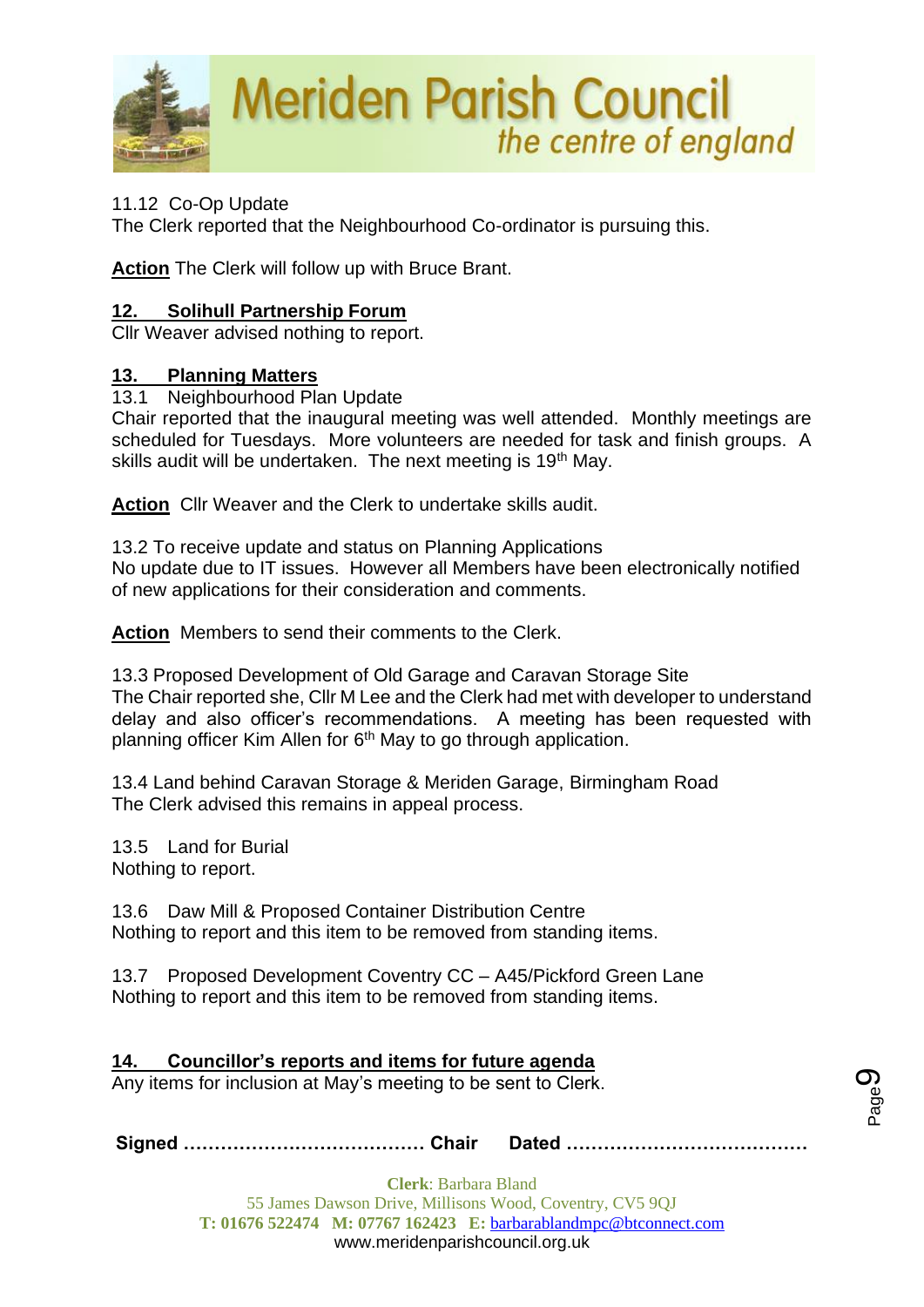11.12 Co-Op Update
The Clerk reported that the Neighbourhood Co-ordinator is pursuing this.

**Action** The Clerk will follow up with Bruce Brant.

## 12. Solihull Partnership Forum

Cllr Weaver advised nothing to report.

## 13. Planning Matters

13.1 Neighbourhood Plan Update
Chair reported that the inaugural meeting was well attended. Monthly meetings are scheduled for Tuesdays. More volunteers are needed for task and finish groups. A skills audit will be undertaken. The next meeting is 19th May.

**Action** Cllr Weaver and the Clerk to undertake skills audit.

13.2 To receive update and status on Planning Applications
No update due to IT issues. However all Members have been electronically notified of new applications for their consideration and comments.

**Action** Members to send their comments to the Clerk.

13.3 Proposed Development of Old Garage and Caravan Storage Site
The Chair reported she, Cllr M Lee and the Clerk had met with developer to understand delay and also officer's recommendations. A meeting has been requested with planning officer Kim Allen for 6th May to go through application.

13.4 Land behind Caravan Storage & Meriden Garage, Birmingham Road
The Clerk advised this remains in appeal process.

13.5 Land for Burial
Nothing to report.

13.6 Daw Mill & Proposed Container Distribution Centre
Nothing to report and this item to be removed from standing items.

13.7 Proposed Development Coventry CC – A45/Pickford Green Lane
Nothing to report and this item to be removed from standing items.

## 14. Councillor's reports and items for future agenda

Any items for inclusion at May's meeting to be sent to Clerk.

**Signed ………………………………… Chair Dated …………………………………**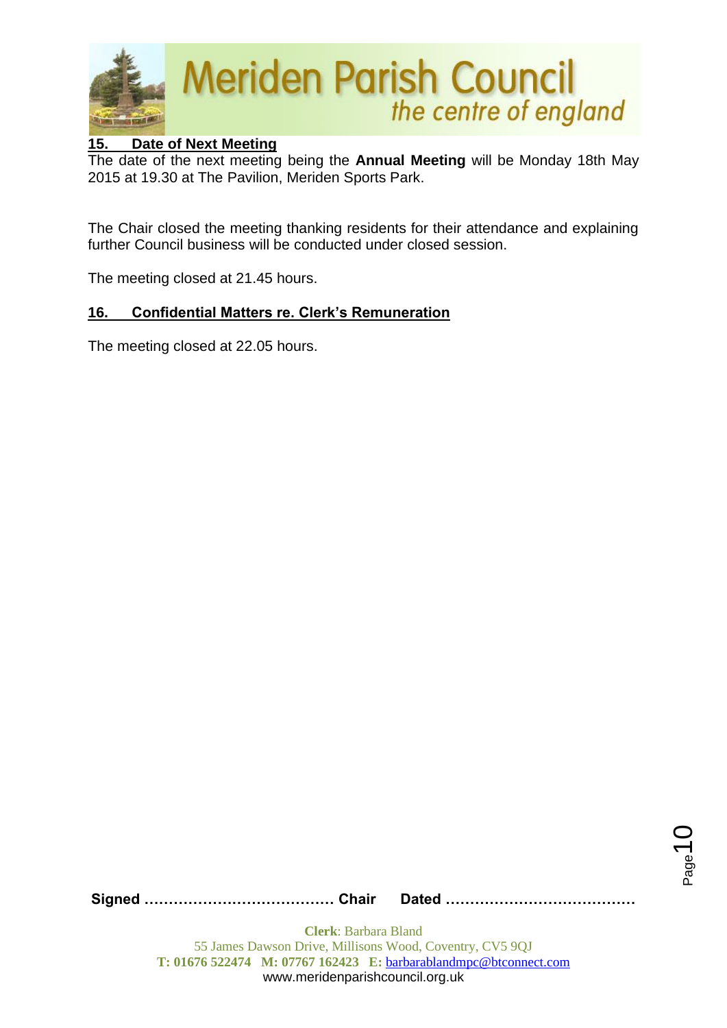## 15. Date of Next Meeting

The date of the next meeting being the **Annual Meeting** will be Monday 18th May 2015 at 19.30 at The Pavilion, Meriden Sports Park.

The Chair closed the meeting thanking residents for their attendance and explaining further Council business will be conducted under closed session.

The meeting closed at 21.45 hours.

## 16. Confidential Matters re. Clerk's Remuneration

The meeting closed at 22.05 hours.

**Signed ………………………………… Chair Dated …………………………………**